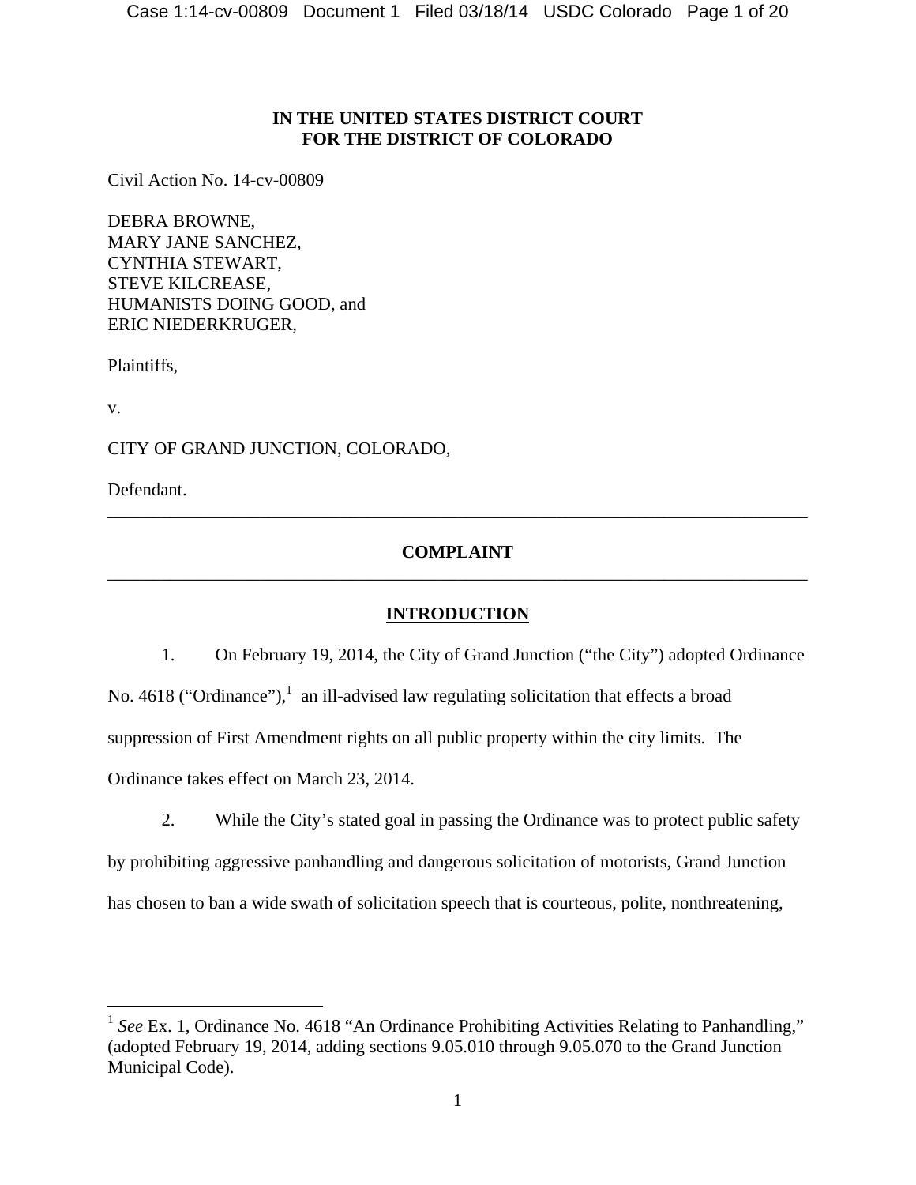**IN THE UNITED STATES DISTRICT COURT**
**FOR THE DISTRICT OF COLORADO**

Civil Action No. 14-cv-00809

DEBRA BROWNE,
MARY JANE SANCHEZ,
CYNTHIA STEWART,
STEVE KILCREASE,
HUMANISTS DOING GOOD, and
ERIC NIEDERKRUGER,

Plaintiffs,

v.

CITY OF GRAND JUNCTION, COLORADO,

Defendant.

---

## COMPLAINT

---

## INTRODUCTION

1. On February 19, 2014, the City of Grand Junction ("the City") adopted Ordinance No. 4618 ("Ordinance"),[1] an ill-advised law regulating solicitation that effects a broad suppression of First Amendment rights on all public property within the city limits. The Ordinance takes effect on March 23, 2014.

2. While the City's stated goal in passing the Ordinance was to protect public safety by prohibiting aggressive panhandling and dangerous solicitation of motorists, Grand Junction has chosen to ban a wide swath of solicitation speech that is courteous, polite, nonthreatening,

---

[1] *See* Ex. 1, Ordinance No. 4618 "An Ordinance Prohibiting Activities Relating to Panhandling," (adopted February 19, 2014, adding sections 9.05.010 through 9.05.070 to the Grand Junction Municipal Code).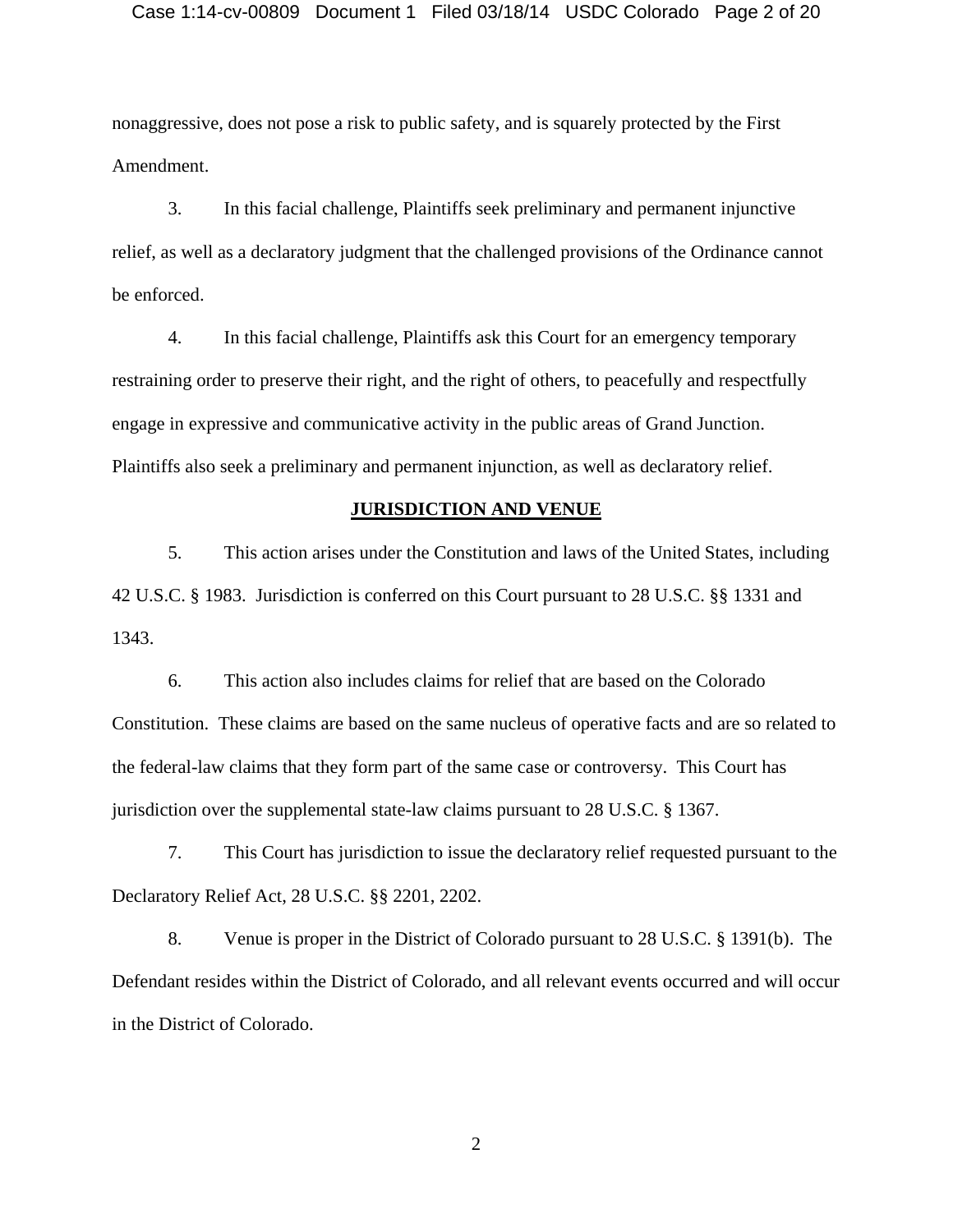nonaggressive, does not pose a risk to public safety, and is squarely protected by the First Amendment.

3. In this facial challenge, Plaintiffs seek preliminary and permanent injunctive relief, as well as a declaratory judgment that the challenged provisions of the Ordinance cannot be enforced.

4. In this facial challenge, Plaintiffs ask this Court for an emergency temporary restraining order to preserve their right, and the right of others, to peacefully and respectfully engage in expressive and communicative activity in the public areas of Grand Junction. Plaintiffs also seek a preliminary and permanent injunction, as well as declaratory relief.

## JURISDICTION AND VENUE

5. This action arises under the Constitution and laws of the United States, including 42 U.S.C. § 1983. Jurisdiction is conferred on this Court pursuant to 28 U.S.C. §§ 1331 and 1343.

6. This action also includes claims for relief that are based on the Colorado Constitution. These claims are based on the same nucleus of operative facts and are so related to the federal-law claims that they form part of the same case or controversy. This Court has jurisdiction over the supplemental state-law claims pursuant to 28 U.S.C. § 1367.

7. This Court has jurisdiction to issue the declaratory relief requested pursuant to the Declaratory Relief Act, 28 U.S.C. §§ 2201, 2202.

8. Venue is proper in the District of Colorado pursuant to 28 U.S.C. § 1391(b). The Defendant resides within the District of Colorado, and all relevant events occurred and will occur in the District of Colorado.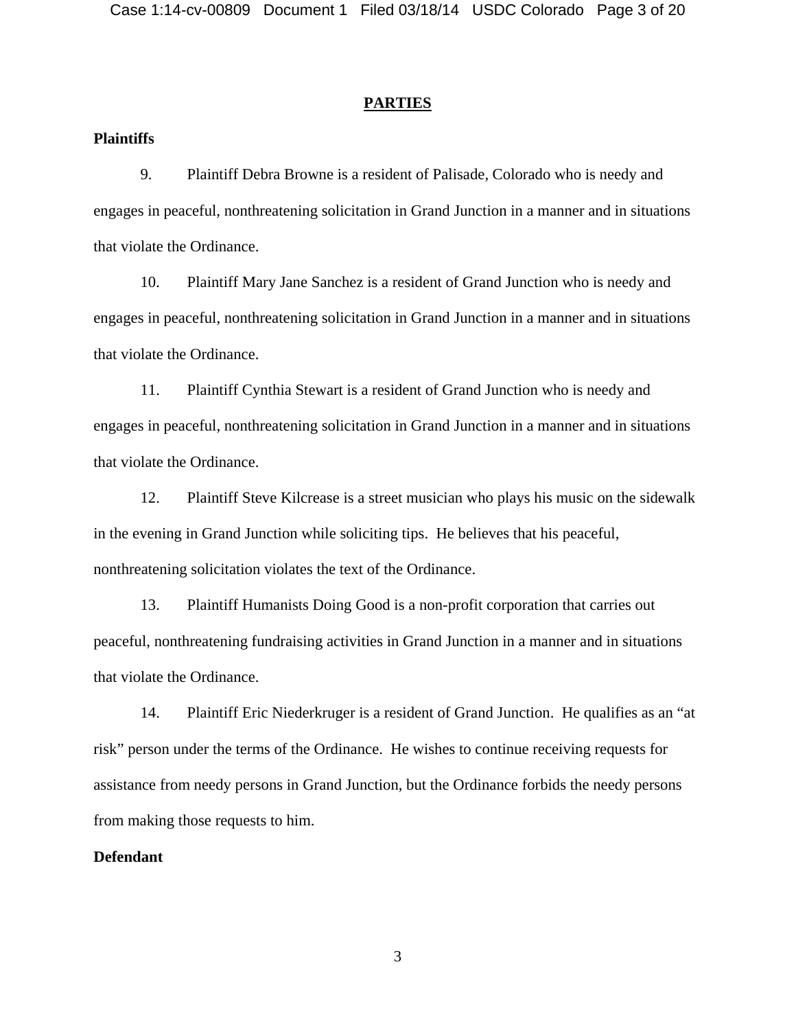## PARTIES

**Plaintiffs**

9. Plaintiff Debra Browne is a resident of Palisade, Colorado who is needy and engages in peaceful, nonthreatening solicitation in Grand Junction in a manner and in situations that violate the Ordinance.

10. Plaintiff Mary Jane Sanchez is a resident of Grand Junction who is needy and engages in peaceful, nonthreatening solicitation in Grand Junction in a manner and in situations that violate the Ordinance.

11. Plaintiff Cynthia Stewart is a resident of Grand Junction who is needy and engages in peaceful, nonthreatening solicitation in Grand Junction in a manner and in situations that violate the Ordinance.

12. Plaintiff Steve Kilcrease is a street musician who plays his music on the sidewalk in the evening in Grand Junction while soliciting tips. He believes that his peaceful, nonthreatening solicitation violates the text of the Ordinance.

13. Plaintiff Humanists Doing Good is a non-profit corporation that carries out peaceful, nonthreatening fundraising activities in Grand Junction in a manner and in situations that violate the Ordinance.

14. Plaintiff Eric Niederkruger is a resident of Grand Junction. He qualifies as an "at risk" person under the terms of the Ordinance. He wishes to continue receiving requests for assistance from needy persons in Grand Junction, but the Ordinance forbids the needy persons from making those requests to him.

**Defendant**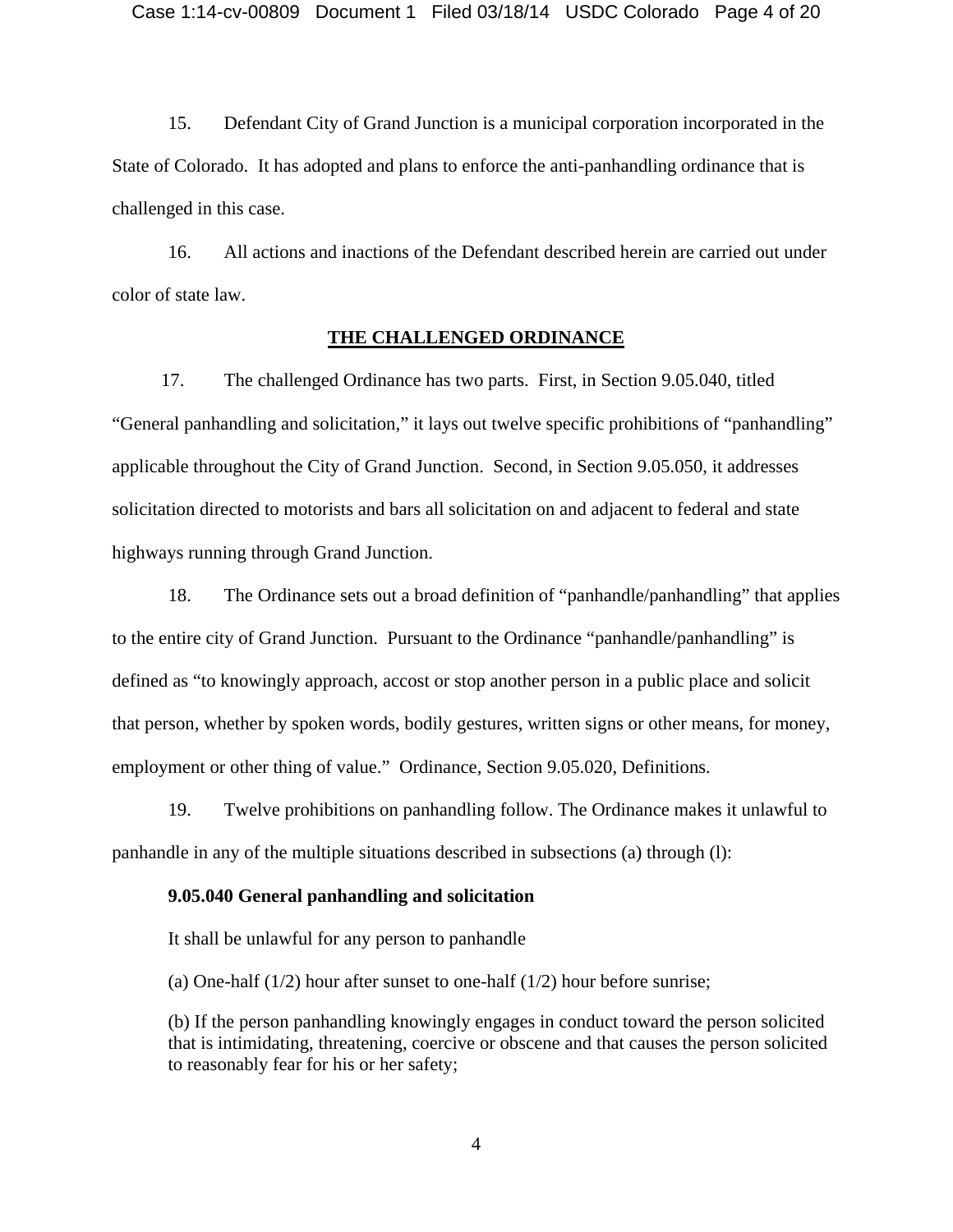15. Defendant City of Grand Junction is a municipal corporation incorporated in the State of Colorado. It has adopted and plans to enforce the anti-panhandling ordinance that is challenged in this case.

16. All actions and inactions of the Defendant described herein are carried out under color of state law.

## THE CHALLENGED ORDINANCE

17. The challenged Ordinance has two parts. First, in Section 9.05.040, titled "General panhandling and solicitation," it lays out twelve specific prohibitions of "panhandling" applicable throughout the City of Grand Junction. Second, in Section 9.05.050, it addresses solicitation directed to motorists and bars all solicitation on and adjacent to federal and state highways running through Grand Junction.

18. The Ordinance sets out a broad definition of "panhandle/panhandling" that applies to the entire city of Grand Junction. Pursuant to the Ordinance "panhandle/panhandling" is defined as "to knowingly approach, accost or stop another person in a public place and solicit that person, whether by spoken words, bodily gestures, written signs or other means, for money, employment or other thing of value." Ordinance, Section 9.05.020, Definitions.

19. Twelve prohibitions on panhandling follow. The Ordinance makes it unlawful to panhandle in any of the multiple situations described in subsections (a) through (l):

> **9.05.040 General panhandling and solicitation**
>
> It shall be unlawful for any person to panhandle
>
> (a) One-half (1/2) hour after sunset to one-half (1/2) hour before sunrise;
>
> (b) If the person panhandling knowingly engages in conduct toward the person solicited that is intimidating, threatening, coercive or obscene and that causes the person solicited to reasonably fear for his or her safety;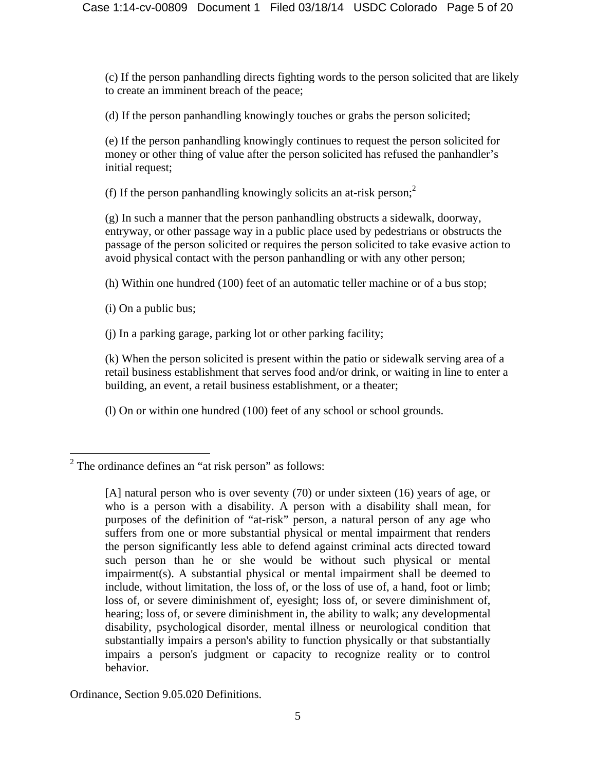(c) If the person panhandling directs fighting words to the person solicited that are likely to create an imminent breach of the peace;

(d) If the person panhandling knowingly touches or grabs the person solicited;

(e) If the person panhandling knowingly continues to request the person solicited for money or other thing of value after the person solicited has refused the panhandler's initial request;

(f) If the person panhandling knowingly solicits an at-risk person;[2]

(g) In such a manner that the person panhandling obstructs a sidewalk, doorway, entryway, or other passage way in a public place used by pedestrians or obstructs the passage of the person solicited or requires the person solicited to take evasive action to avoid physical contact with the person panhandling or with any other person;

(h) Within one hundred (100) feet of an automatic teller machine or of a bus stop;

(i) On a public bus;

(j) In a parking garage, parking lot or other parking facility;

(k) When the person solicited is present within the patio or sidewalk serving area of a retail business establishment that serves food and/or drink, or waiting in line to enter a building, an event, a retail business establishment, or a theater;

(l) On or within one hundred (100) feet of any school or school grounds.

---

[2] The ordinance defines an "at risk person" as follows:

> [A] natural person who is over seventy (70) or under sixteen (16) years of age, or who is a person with a disability. A person with a disability shall mean, for purposes of the definition of "at-risk" person, a natural person of any age who suffers from one or more substantial physical or mental impairment that renders the person significantly less able to defend against criminal acts directed toward such person than he or she would be without such physical or mental impairment(s). A substantial physical or mental impairment shall be deemed to include, without limitation, the loss of, or the loss of use of, a hand, foot or limb; loss of, or severe diminishment of, eyesight; loss of, or severe diminishment of, hearing; loss of, or severe diminishment in, the ability to walk; any developmental disability, psychological disorder, mental illness or neurological condition that substantially impairs a person's ability to function physically or that substantially impairs a person's judgment or capacity to recognize reality or to control behavior.

Ordinance, Section 9.05.020 Definitions.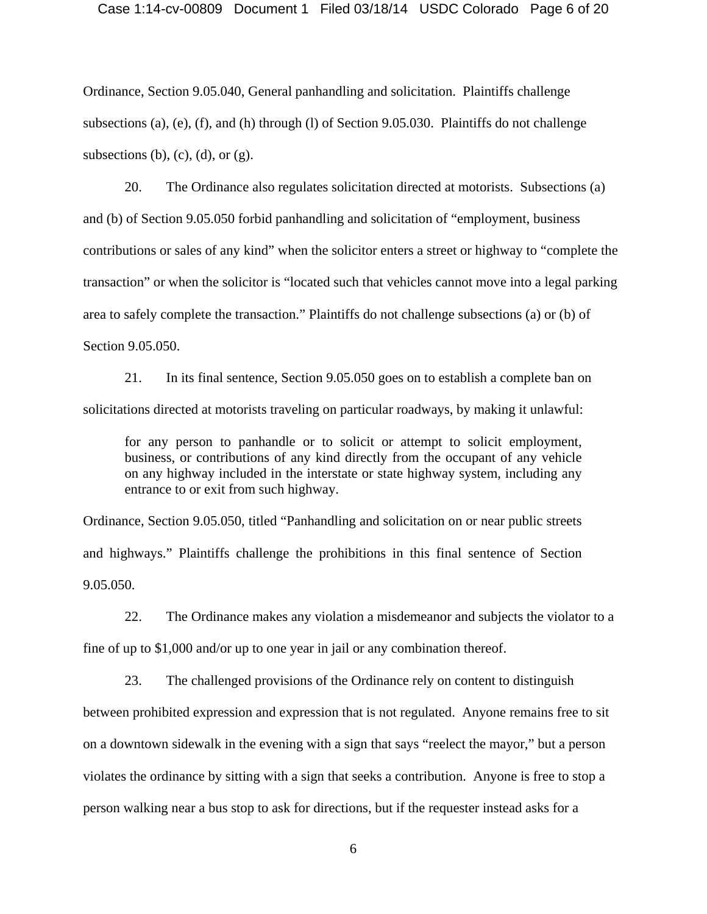Ordinance, Section 9.05.040, General panhandling and solicitation. Plaintiffs challenge subsections (a), (e), (f), and (h) through (l) of Section 9.05.030. Plaintiffs do not challenge subsections (b), (c), (d), or (g).

20. The Ordinance also regulates solicitation directed at motorists. Subsections (a) and (b) of Section 9.05.050 forbid panhandling and solicitation of "employment, business contributions or sales of any kind" when the solicitor enters a street or highway to "complete the transaction" or when the solicitor is "located such that vehicles cannot move into a legal parking area to safely complete the transaction." Plaintiffs do not challenge subsections (a) or (b) of Section 9.05.050.

21. In its final sentence, Section 9.05.050 goes on to establish a complete ban on solicitations directed at motorists traveling on particular roadways, by making it unlawful:

> for any person to panhandle or to solicit or attempt to solicit employment, business, or contributions of any kind directly from the occupant of any vehicle on any highway included in the interstate or state highway system, including any entrance to or exit from such highway.

Ordinance, Section 9.05.050, titled "Panhandling and solicitation on or near public streets and highways." Plaintiffs challenge the prohibitions in this final sentence of Section 9.05.050.

22. The Ordinance makes any violation a misdemeanor and subjects the violator to a fine of up to $1,000 and/or up to one year in jail or any combination thereof.

23. The challenged provisions of the Ordinance rely on content to distinguish between prohibited expression and expression that is not regulated. Anyone remains free to sit on a downtown sidewalk in the evening with a sign that says "reelect the mayor," but a person violates the ordinance by sitting with a sign that seeks a contribution. Anyone is free to stop a person walking near a bus stop to ask for directions, but if the requester instead asks for a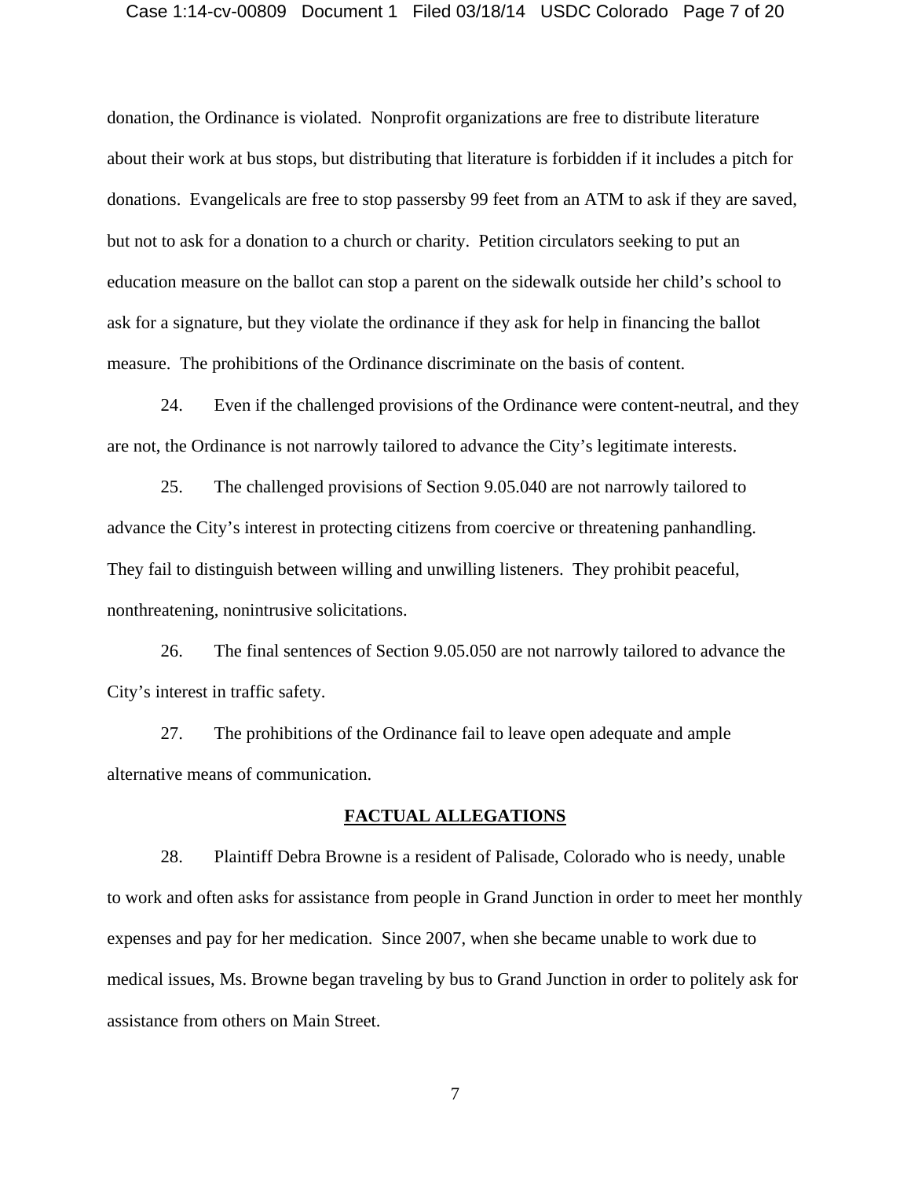donation, the Ordinance is violated. Nonprofit organizations are free to distribute literature about their work at bus stops, but distributing that literature is forbidden if it includes a pitch for donations. Evangelicals are free to stop passersby 99 feet from an ATM to ask if they are saved, but not to ask for a donation to a church or charity. Petition circulators seeking to put an education measure on the ballot can stop a parent on the sidewalk outside her child's school to ask for a signature, but they violate the ordinance if they ask for help in financing the ballot measure. The prohibitions of the Ordinance discriminate on the basis of content.

24. Even if the challenged provisions of the Ordinance were content-neutral, and they are not, the Ordinance is not narrowly tailored to advance the City's legitimate interests.

25. The challenged provisions of Section 9.05.040 are not narrowly tailored to advance the City's interest in protecting citizens from coercive or threatening panhandling. They fail to distinguish between willing and unwilling listeners. They prohibit peaceful, nonthreatening, nonintrusive solicitations.

26. The final sentences of Section 9.05.050 are not narrowly tailored to advance the City's interest in traffic safety.

27. The prohibitions of the Ordinance fail to leave open adequate and ample alternative means of communication.

## FACTUAL ALLEGATIONS

28. Plaintiff Debra Browne is a resident of Palisade, Colorado who is needy, unable to work and often asks for assistance from people in Grand Junction in order to meet her monthly expenses and pay for her medication. Since 2007, when she became unable to work due to medical issues, Ms. Browne began traveling by bus to Grand Junction in order to politely ask for assistance from others on Main Street.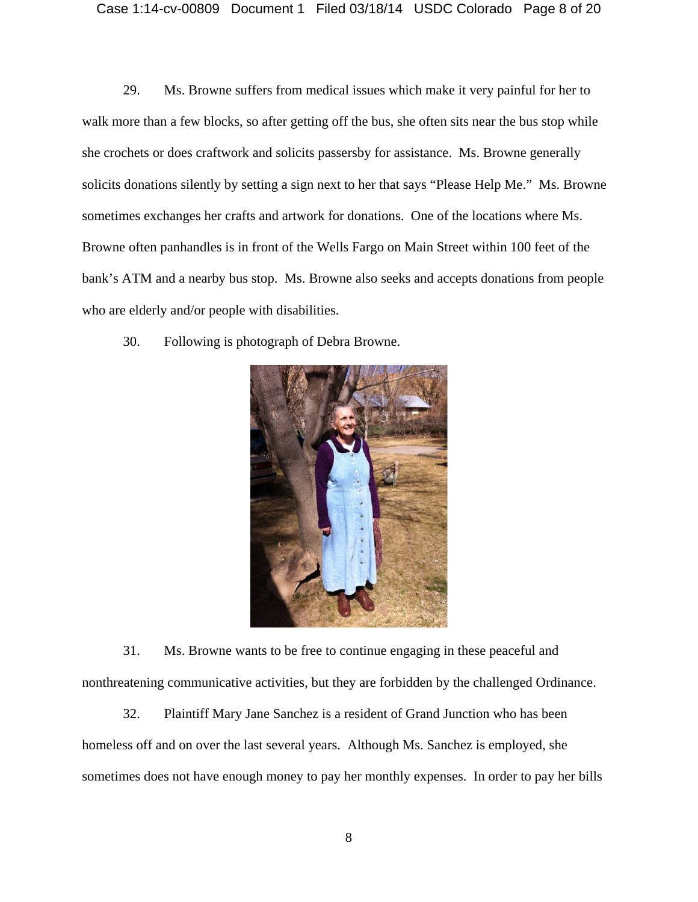29. Ms. Browne suffers from medical issues which make it very painful for her to walk more than a few blocks, so after getting off the bus, she often sits near the bus stop while she crochets or does craftwork and solicits passersby for assistance. Ms. Browne generally solicits donations silently by setting a sign next to her that says "Please Help Me." Ms. Browne sometimes exchanges her crafts and artwork for donations. One of the locations where Ms. Browne often panhandles is in front of the Wells Fargo on Main Street within 100 feet of the bank's ATM and a nearby bus stop. Ms. Browne also seeks and accepts donations from people who are elderly and/or people with disabilities.

30. Following is photograph of Debra Browne.

31. Ms. Browne wants to be free to continue engaging in these peaceful and nonthreatening communicative activities, but they are forbidden by the challenged Ordinance.

32. Plaintiff Mary Jane Sanchez is a resident of Grand Junction who has been homeless off and on over the last several years. Although Ms. Sanchez is employed, she sometimes does not have enough money to pay her monthly expenses. In order to pay her bills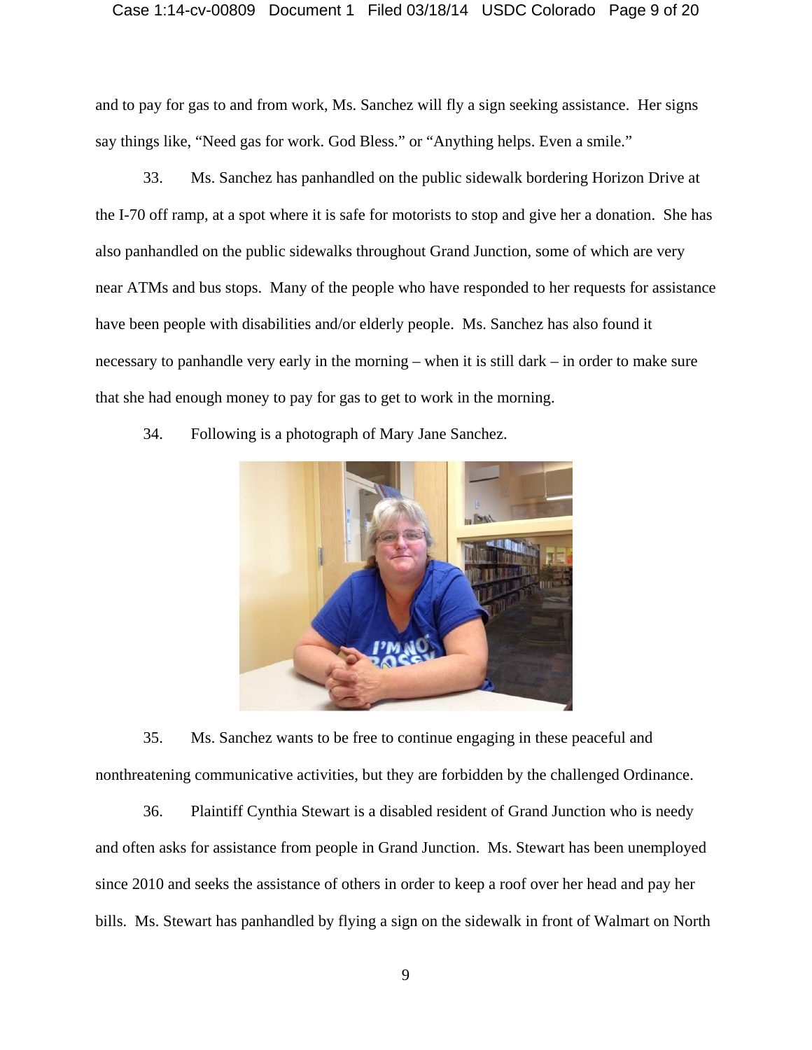and to pay for gas to and from work, Ms. Sanchez will fly a sign seeking assistance. Her signs say things like, "Need gas for work. God Bless." or "Anything helps. Even a smile."

33. Ms. Sanchez has panhandled on the public sidewalk bordering Horizon Drive at the I-70 off ramp, at a spot where it is safe for motorists to stop and give her a donation. She has also panhandled on the public sidewalks throughout Grand Junction, some of which are very near ATMs and bus stops. Many of the people who have responded to her requests for assistance have been people with disabilities and/or elderly people. Ms. Sanchez has also found it necessary to panhandle very early in the morning – when it is still dark – in order to make sure that she had enough money to pay for gas to get to work in the morning.

34. Following is a photograph of Mary Jane Sanchez.

35. Ms. Sanchez wants to be free to continue engaging in these peaceful and nonthreatening communicative activities, but they are forbidden by the challenged Ordinance.

36. Plaintiff Cynthia Stewart is a disabled resident of Grand Junction who is needy and often asks for assistance from people in Grand Junction. Ms. Stewart has been unemployed since 2010 and seeks the assistance of others in order to keep a roof over her head and pay her bills. Ms. Stewart has panhandled by flying a sign on the sidewalk in front of Walmart on North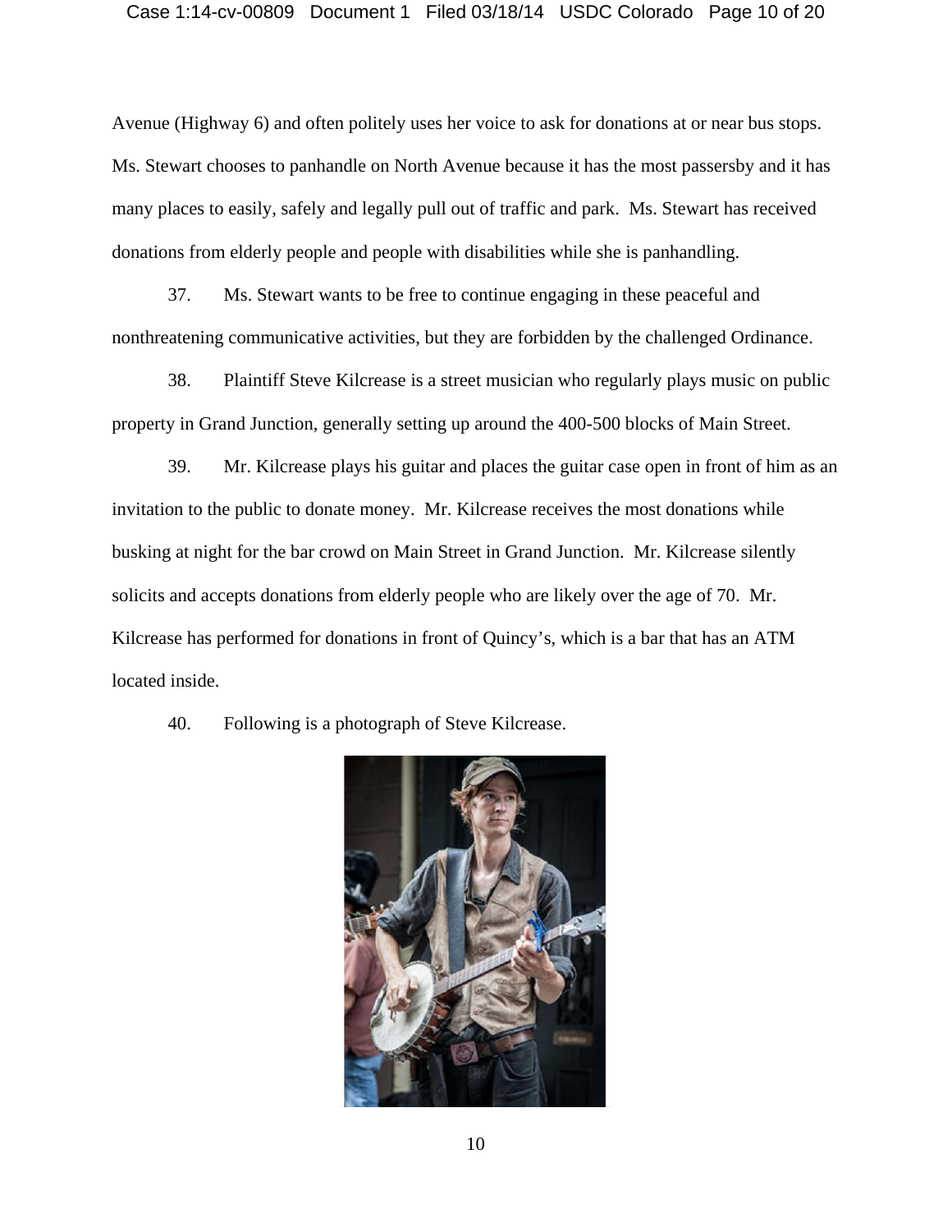Avenue (Highway 6) and often politely uses her voice to ask for donations at or near bus stops. Ms. Stewart chooses to panhandle on North Avenue because it has the most passersby and it has many places to easily, safely and legally pull out of traffic and park. Ms. Stewart has received donations from elderly people and people with disabilities while she is panhandling.

37. Ms. Stewart wants to be free to continue engaging in these peaceful and nonthreatening communicative activities, but they are forbidden by the challenged Ordinance.

38. Plaintiff Steve Kilcrease is a street musician who regularly plays music on public property in Grand Junction, generally setting up around the 400-500 blocks of Main Street.

39. Mr. Kilcrease plays his guitar and places the guitar case open in front of him as an invitation to the public to donate money. Mr. Kilcrease receives the most donations while busking at night for the bar crowd on Main Street in Grand Junction. Mr. Kilcrease silently solicits and accepts donations from elderly people who are likely over the age of 70. Mr. Kilcrease has performed for donations in front of Quincy's, which is a bar that has an ATM located inside.

40. Following is a photograph of Steve Kilcrease.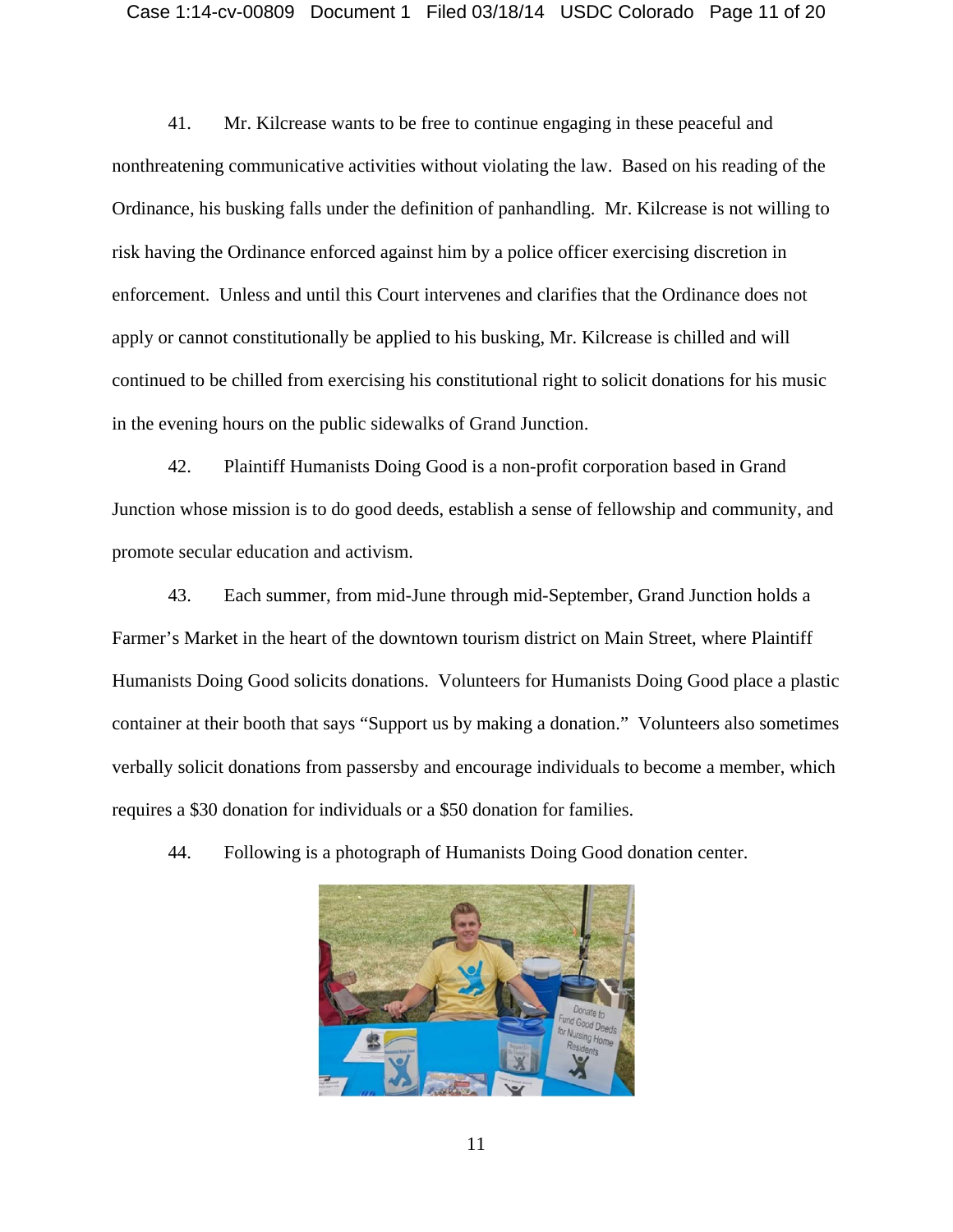41. Mr. Kilcrease wants to be free to continue engaging in these peaceful and nonthreatening communicative activities without violating the law. Based on his reading of the Ordinance, his busking falls under the definition of panhandling. Mr. Kilcrease is not willing to risk having the Ordinance enforced against him by a police officer exercising discretion in enforcement. Unless and until this Court intervenes and clarifies that the Ordinance does not apply or cannot constitutionally be applied to his busking, Mr. Kilcrease is chilled and will continued to be chilled from exercising his constitutional right to solicit donations for his music in the evening hours on the public sidewalks of Grand Junction.

42. Plaintiff Humanists Doing Good is a non-profit corporation based in Grand Junction whose mission is to do good deeds, establish a sense of fellowship and community, and promote secular education and activism.

43. Each summer, from mid-June through mid-September, Grand Junction holds a Farmer's Market in the heart of the downtown tourism district on Main Street, where Plaintiff Humanists Doing Good solicits donations. Volunteers for Humanists Doing Good place a plastic container at their booth that says "Support us by making a donation." Volunteers also sometimes verbally solicit donations from passersby and encourage individuals to become a member, which requires a $30 donation for individuals or a $50 donation for families.

44. Following is a photograph of Humanists Doing Good donation center.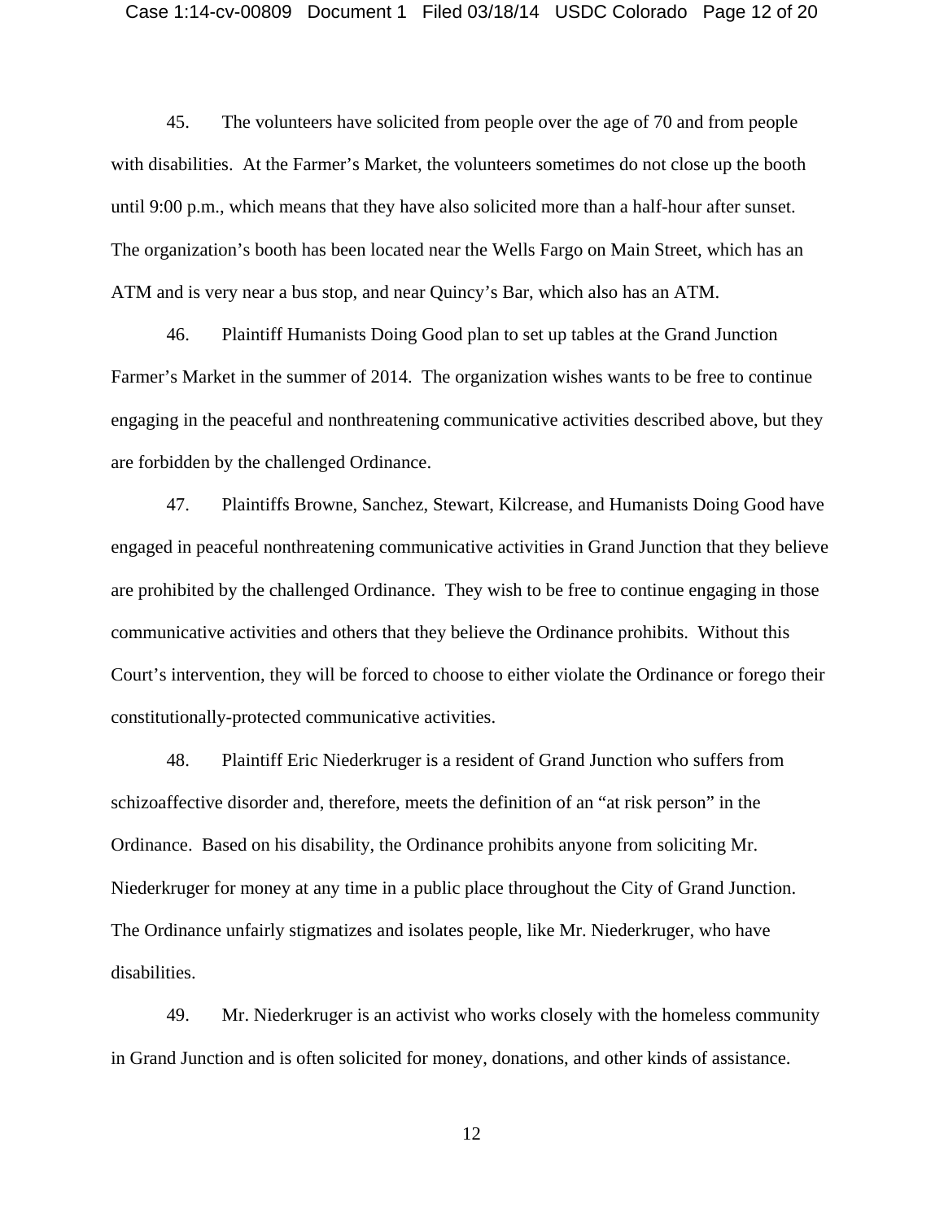45. The volunteers have solicited from people over the age of 70 and from people with disabilities. At the Farmer's Market, the volunteers sometimes do not close up the booth until 9:00 p.m., which means that they have also solicited more than a half-hour after sunset. The organization's booth has been located near the Wells Fargo on Main Street, which has an ATM and is very near a bus stop, and near Quincy's Bar, which also has an ATM.

46. Plaintiff Humanists Doing Good plan to set up tables at the Grand Junction Farmer's Market in the summer of 2014. The organization wishes wants to be free to continue engaging in the peaceful and nonthreatening communicative activities described above, but they are forbidden by the challenged Ordinance.

47. Plaintiffs Browne, Sanchez, Stewart, Kilcrease, and Humanists Doing Good have engaged in peaceful nonthreatening communicative activities in Grand Junction that they believe are prohibited by the challenged Ordinance. They wish to be free to continue engaging in those communicative activities and others that they believe the Ordinance prohibits. Without this Court's intervention, they will be forced to choose to either violate the Ordinance or forego their constitutionally-protected communicative activities.

48. Plaintiff Eric Niederkruger is a resident of Grand Junction who suffers from schizoaffective disorder and, therefore, meets the definition of an "at risk person" in the Ordinance. Based on his disability, the Ordinance prohibits anyone from soliciting Mr. Niederkruger for money at any time in a public place throughout the City of Grand Junction. The Ordinance unfairly stigmatizes and isolates people, like Mr. Niederkruger, who have disabilities.

49. Mr. Niederkruger is an activist who works closely with the homeless community in Grand Junction and is often solicited for money, donations, and other kinds of assistance.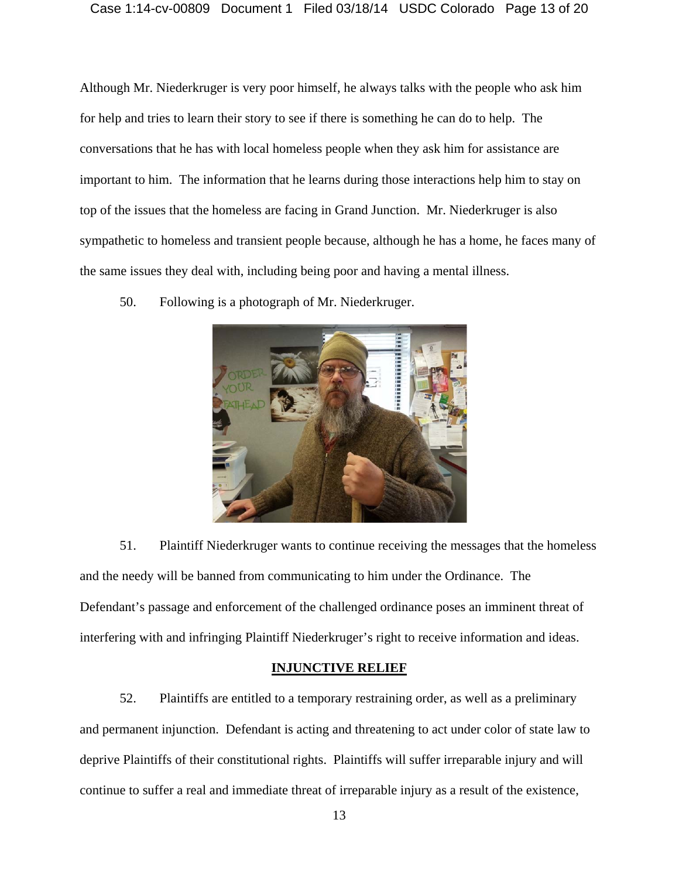Although Mr. Niederkruger is very poor himself, he always talks with the people who ask him for help and tries to learn their story to see if there is something he can do to help. The conversations that he has with local homeless people when they ask him for assistance are important to him. The information that he learns during those interactions help him to stay on top of the issues that the homeless are facing in Grand Junction. Mr. Niederkruger is also sympathetic to homeless and transient people because, although he has a home, he faces many of the same issues they deal with, including being poor and having a mental illness.

50. Following is a photograph of Mr. Niederkruger.

51. Plaintiff Niederkruger wants to continue receiving the messages that the homeless and the needy will be banned from communicating to him under the Ordinance. The Defendant's passage and enforcement of the challenged ordinance poses an imminent threat of interfering with and infringing Plaintiff Niederkruger's right to receive information and ideas.

## INJUNCTIVE RELIEF

52. Plaintiffs are entitled to a temporary restraining order, as well as a preliminary and permanent injunction. Defendant is acting and threatening to act under color of state law to deprive Plaintiffs of their constitutional rights. Plaintiffs will suffer irreparable injury and will continue to suffer a real and immediate threat of irreparable injury as a result of the existence,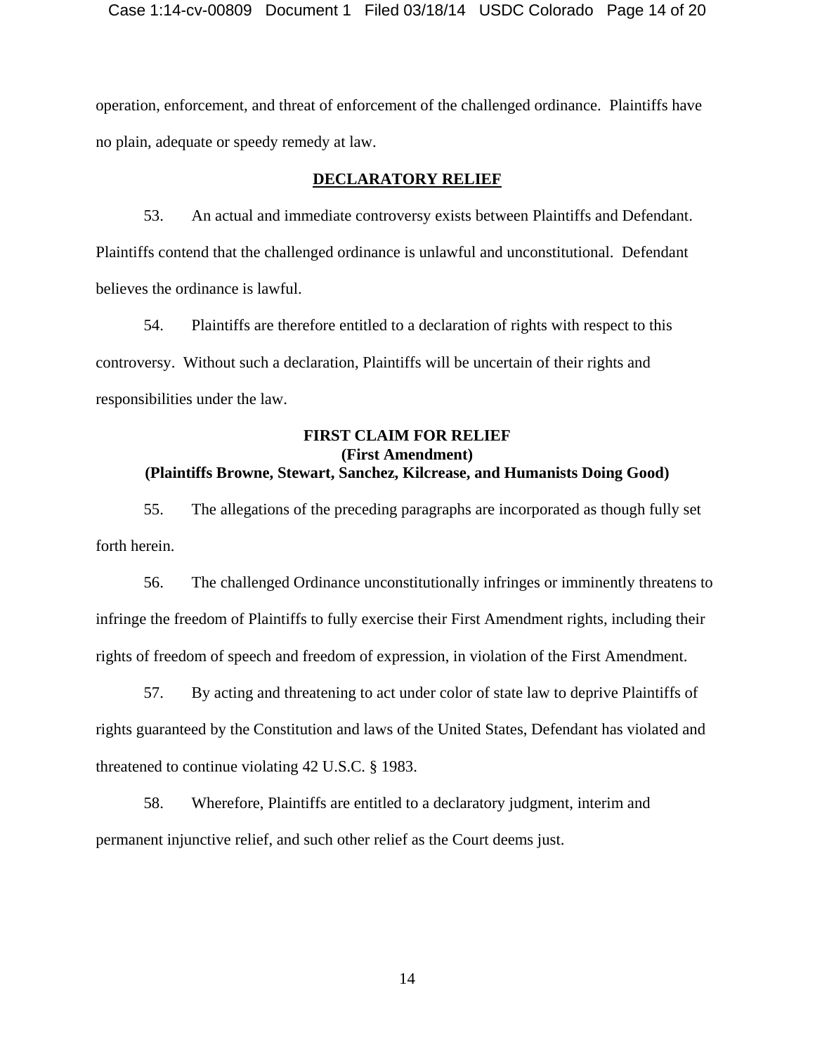operation, enforcement, and threat of enforcement of the challenged ordinance. Plaintiffs have no plain, adequate or speedy remedy at law.

## DECLARATORY RELIEF

53. An actual and immediate controversy exists between Plaintiffs and Defendant. Plaintiffs contend that the challenged ordinance is unlawful and unconstitutional. Defendant believes the ordinance is lawful.

54. Plaintiffs are therefore entitled to a declaration of rights with respect to this controversy. Without such a declaration, Plaintiffs will be uncertain of their rights and responsibilities under the law.

## FIRST CLAIM FOR RELIEF
**(First Amendment)**
**(Plaintiffs Browne, Stewart, Sanchez, Kilcrease, and Humanists Doing Good)**

55. The allegations of the preceding paragraphs are incorporated as though fully set forth herein.

56. The challenged Ordinance unconstitutionally infringes or imminently threatens to infringe the freedom of Plaintiffs to fully exercise their First Amendment rights, including their rights of freedom of speech and freedom of expression, in violation of the First Amendment.

57. By acting and threatening to act under color of state law to deprive Plaintiffs of rights guaranteed by the Constitution and laws of the United States, Defendant has violated and threatened to continue violating 42 U.S.C. § 1983.

58. Wherefore, Plaintiffs are entitled to a declaratory judgment, interim and permanent injunctive relief, and such other relief as the Court deems just.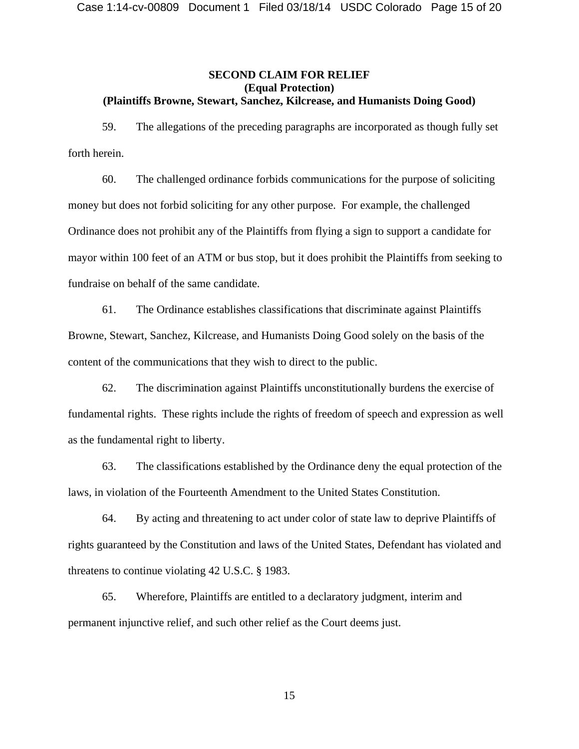**SECOND CLAIM FOR RELIEF**
**(Equal Protection)**
**(Plaintiffs Browne, Stewart, Sanchez, Kilcrease, and Humanists Doing Good)**

59. The allegations of the preceding paragraphs are incorporated as though fully set forth herein.

60. The challenged ordinance forbids communications for the purpose of soliciting money but does not forbid soliciting for any other purpose. For example, the challenged Ordinance does not prohibit any of the Plaintiffs from flying a sign to support a candidate for mayor within 100 feet of an ATM or bus stop, but it does prohibit the Plaintiffs from seeking to fundraise on behalf of the same candidate.

61. The Ordinance establishes classifications that discriminate against Plaintiffs Browne, Stewart, Sanchez, Kilcrease, and Humanists Doing Good solely on the basis of the content of the communications that they wish to direct to the public.

62. The discrimination against Plaintiffs unconstitutionally burdens the exercise of fundamental rights. These rights include the rights of freedom of speech and expression as well as the fundamental right to liberty.

63. The classifications established by the Ordinance deny the equal protection of the laws, in violation of the Fourteenth Amendment to the United States Constitution.

64. By acting and threatening to act under color of state law to deprive Plaintiffs of rights guaranteed by the Constitution and laws of the United States, Defendant has violated and threatens to continue violating 42 U.S.C. § 1983.

65. Wherefore, Plaintiffs are entitled to a declaratory judgment, interim and permanent injunctive relief, and such other relief as the Court deems just.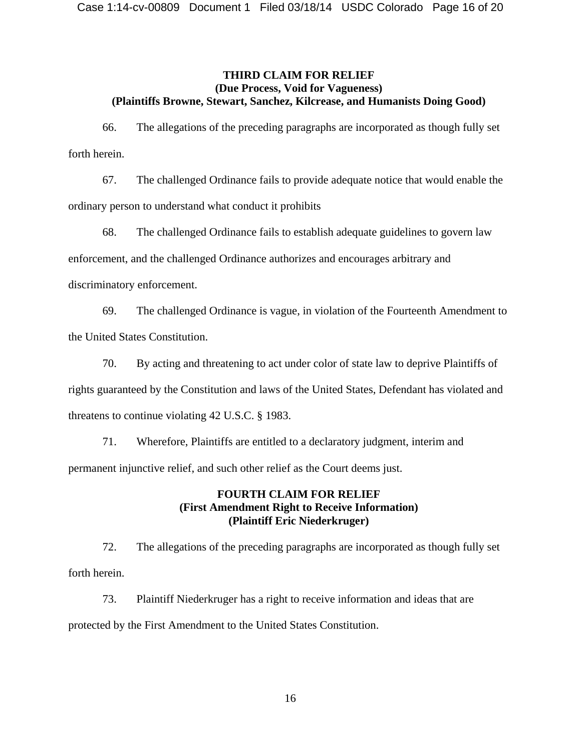**THIRD CLAIM FOR RELIEF**
**(Due Process, Void for Vagueness)**
**(Plaintiffs Browne, Stewart, Sanchez, Kilcrease, and Humanists Doing Good)**

66. The allegations of the preceding paragraphs are incorporated as though fully set forth herein.

67. The challenged Ordinance fails to provide adequate notice that would enable the ordinary person to understand what conduct it prohibits

68. The challenged Ordinance fails to establish adequate guidelines to govern law enforcement, and the challenged Ordinance authorizes and encourages arbitrary and discriminatory enforcement.

69. The challenged Ordinance is vague, in violation of the Fourteenth Amendment to the United States Constitution.

70. By acting and threatening to act under color of state law to deprive Plaintiffs of rights guaranteed by the Constitution and laws of the United States, Defendant has violated and threatens to continue violating 42 U.S.C. § 1983.

71. Wherefore, Plaintiffs are entitled to a declaratory judgment, interim and permanent injunctive relief, and such other relief as the Court deems just.

**FOURTH CLAIM FOR RELIEF**
**(First Amendment Right to Receive Information)**
**(Plaintiff Eric Niederkruger)**

72. The allegations of the preceding paragraphs are incorporated as though fully set forth herein.

73. Plaintiff Niederkruger has a right to receive information and ideas that are protected by the First Amendment to the United States Constitution.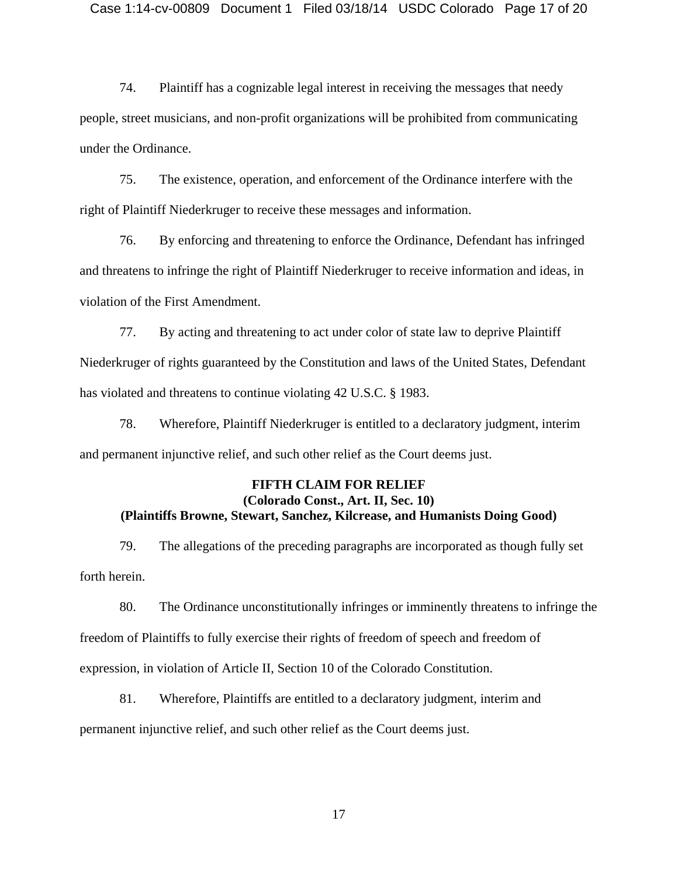74. Plaintiff has a cognizable legal interest in receiving the messages that needy people, street musicians, and non-profit organizations will be prohibited from communicating under the Ordinance.

75. The existence, operation, and enforcement of the Ordinance interfere with the right of Plaintiff Niederkruger to receive these messages and information.

76. By enforcing and threatening to enforce the Ordinance, Defendant has infringed and threatens to infringe the right of Plaintiff Niederkruger to receive information and ideas, in violation of the First Amendment.

77. By acting and threatening to act under color of state law to deprive Plaintiff Niederkruger of rights guaranteed by the Constitution and laws of the United States, Defendant has violated and threatens to continue violating 42 U.S.C. § 1983.

78. Wherefore, Plaintiff Niederkruger is entitled to a declaratory judgment, interim and permanent injunctive relief, and such other relief as the Court deems just.

**FIFTH CLAIM FOR RELIEF**
**(Colorado Const., Art. II, Sec. 10)**
**(Plaintiffs Browne, Stewart, Sanchez, Kilcrease, and Humanists Doing Good)**

79. The allegations of the preceding paragraphs are incorporated as though fully set forth herein.

80. The Ordinance unconstitutionally infringes or imminently threatens to infringe the freedom of Plaintiffs to fully exercise their rights of freedom of speech and freedom of expression, in violation of Article II, Section 10 of the Colorado Constitution.

81. Wherefore, Plaintiffs are entitled to a declaratory judgment, interim and permanent injunctive relief, and such other relief as the Court deems just.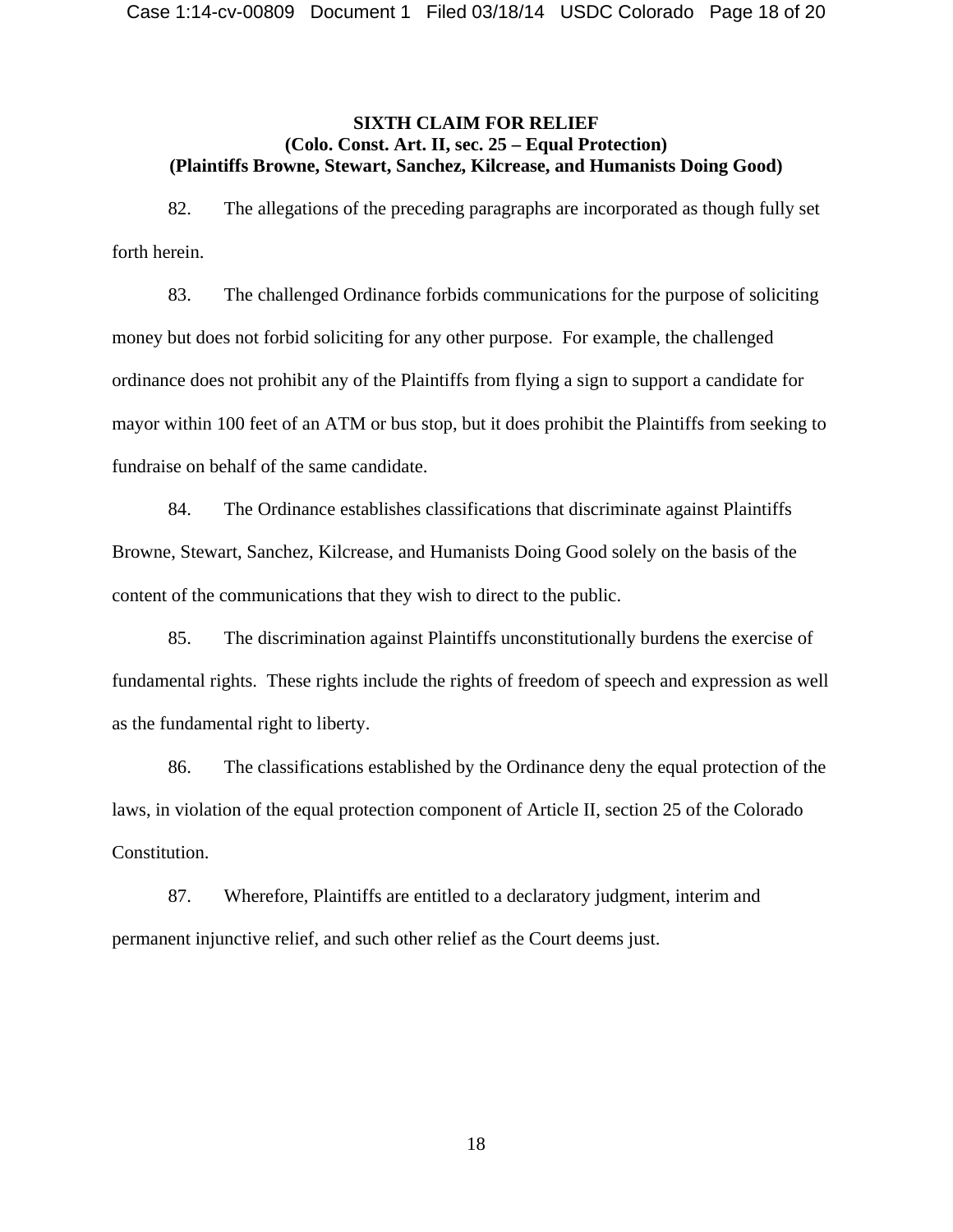**SIXTH CLAIM FOR RELIEF**
**(Colo. Const. Art. II, sec. 25 – Equal Protection)**
**(Plaintiffs Browne, Stewart, Sanchez, Kilcrease, and Humanists Doing Good)**

82. The allegations of the preceding paragraphs are incorporated as though fully set forth herein.

83. The challenged Ordinance forbids communications for the purpose of soliciting money but does not forbid soliciting for any other purpose. For example, the challenged ordinance does not prohibit any of the Plaintiffs from flying a sign to support a candidate for mayor within 100 feet of an ATM or bus stop, but it does prohibit the Plaintiffs from seeking to fundraise on behalf of the same candidate.

84. The Ordinance establishes classifications that discriminate against Plaintiffs Browne, Stewart, Sanchez, Kilcrease, and Humanists Doing Good solely on the basis of the content of the communications that they wish to direct to the public.

85. The discrimination against Plaintiffs unconstitutionally burdens the exercise of fundamental rights. These rights include the rights of freedom of speech and expression as well as the fundamental right to liberty.

86. The classifications established by the Ordinance deny the equal protection of the laws, in violation of the equal protection component of Article II, section 25 of the Colorado Constitution.

87. Wherefore, Plaintiffs are entitled to a declaratory judgment, interim and permanent injunctive relief, and such other relief as the Court deems just.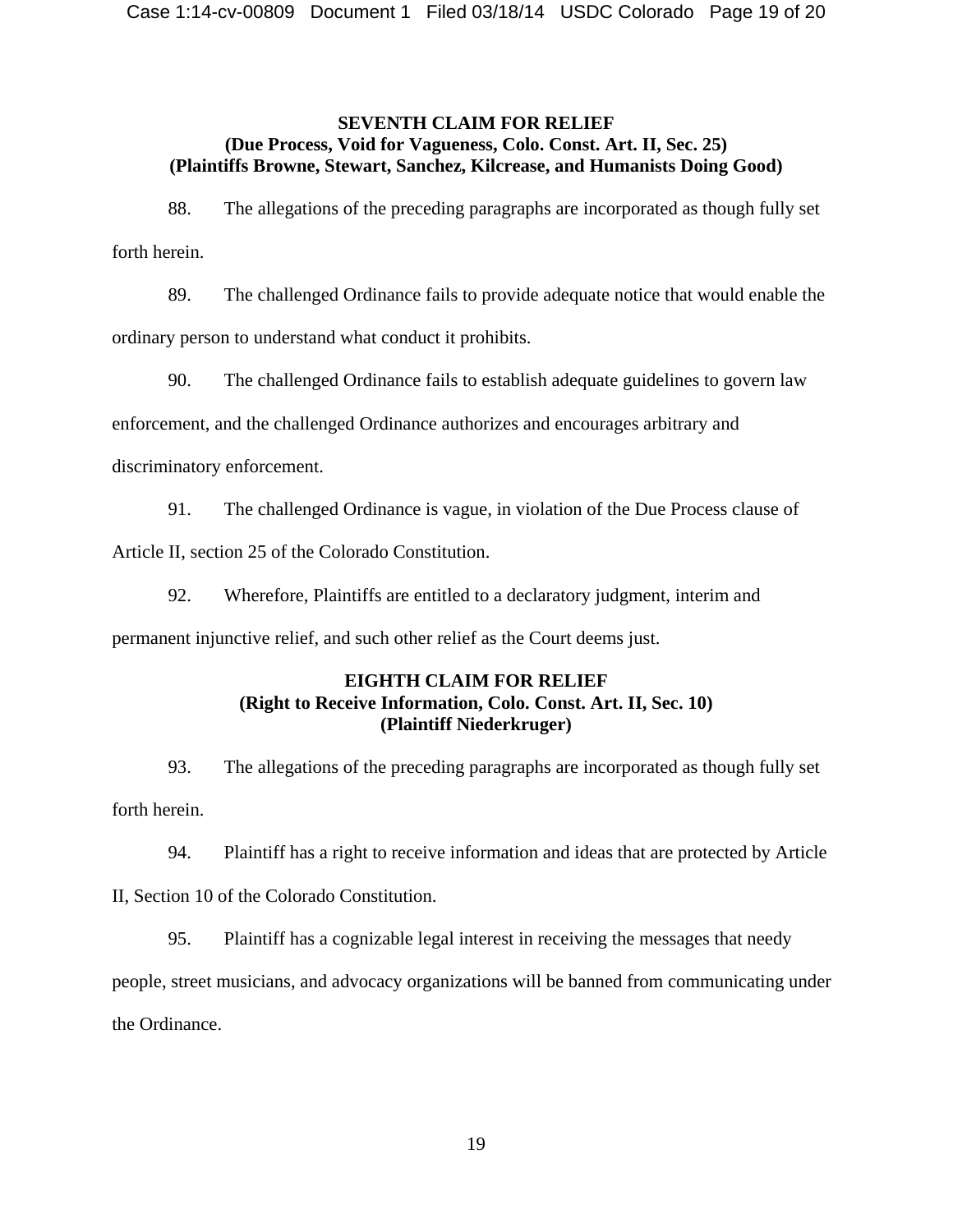**SEVENTH CLAIM FOR RELIEF**
**(Due Process, Void for Vagueness, Colo. Const. Art. II, Sec. 25)**
**(Plaintiffs Browne, Stewart, Sanchez, Kilcrease, and Humanists Doing Good)**

88. The allegations of the preceding paragraphs are incorporated as though fully set forth herein.

89. The challenged Ordinance fails to provide adequate notice that would enable the ordinary person to understand what conduct it prohibits.

90. The challenged Ordinance fails to establish adequate guidelines to govern law enforcement, and the challenged Ordinance authorizes and encourages arbitrary and discriminatory enforcement.

91. The challenged Ordinance is vague, in violation of the Due Process clause of Article II, section 25 of the Colorado Constitution.

92. Wherefore, Plaintiffs are entitled to a declaratory judgment, interim and permanent injunctive relief, and such other relief as the Court deems just.

**EIGHTH CLAIM FOR RELIEF**
**(Right to Receive Information, Colo. Const. Art. II, Sec. 10)**
**(Plaintiff Niederkruger)**

93. The allegations of the preceding paragraphs are incorporated as though fully set forth herein.

94. Plaintiff has a right to receive information and ideas that are protected by Article II, Section 10 of the Colorado Constitution.

95. Plaintiff has a cognizable legal interest in receiving the messages that needy people, street musicians, and advocacy organizations will be banned from communicating under the Ordinance.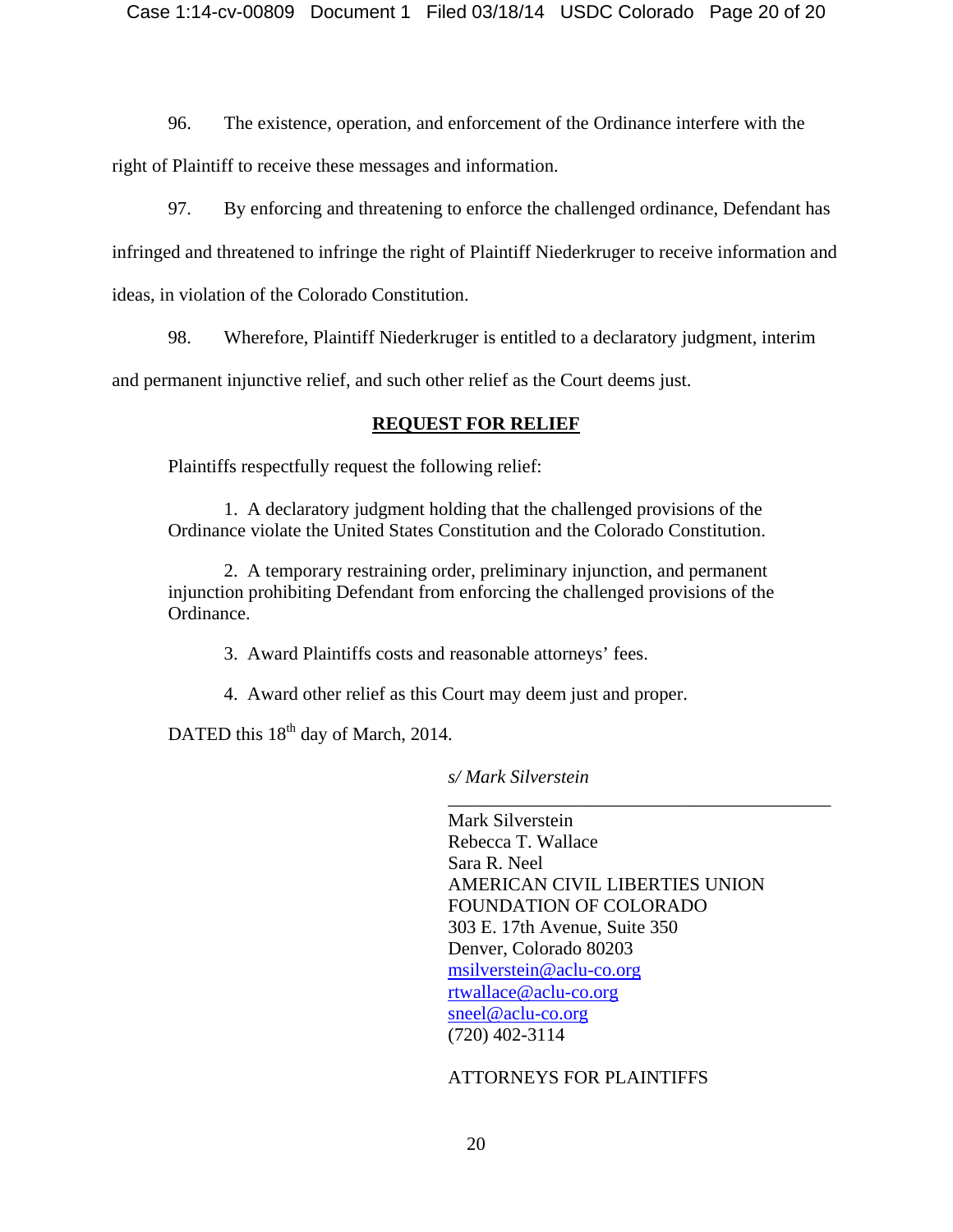96. The existence, operation, and enforcement of the Ordinance interfere with the right of Plaintiff to receive these messages and information.

97. By enforcing and threatening to enforce the challenged ordinance, Defendant has infringed and threatened to infringe the right of Plaintiff Niederkruger to receive information and ideas, in violation of the Colorado Constitution.

98. Wherefore, Plaintiff Niederkruger is entitled to a declaratory judgment, interim and permanent injunctive relief, and such other relief as the Court deems just.

## **REQUEST FOR RELIEF**

Plaintiffs respectfully request the following relief:

1. A declaratory judgment holding that the challenged provisions of the Ordinance violate the United States Constitution and the Colorado Constitution.

2. A temporary restraining order, preliminary injunction, and permanent injunction prohibiting Defendant from enforcing the challenged provisions of the Ordinance.

3. Award Plaintiffs costs and reasonable attorneys' fees.

4. Award other relief as this Court may deem just and proper.

DATED this 18th day of March, 2014.

*s/ Mark Silverstein*

\_\_\_\_\_\_\_\_\_\_\_\_\_\_\_\_\_\_\_\_\_\_\_\_\_\_\_\_\_\_\_\_\_\_\_\_\_\_\_\_

Mark Silverstein
Rebecca T. Wallace
Sara R. Neel
AMERICAN CIVIL LIBERTIES UNION
FOUNDATION OF COLORADO
303 E. 17th Avenue, Suite 350
Denver, Colorado 80203
msilverstein@aclu-co.org
rtwallace@aclu-co.org
sneel@aclu-co.org
(720) 402-3114

ATTORNEYS FOR PLAINTIFFS